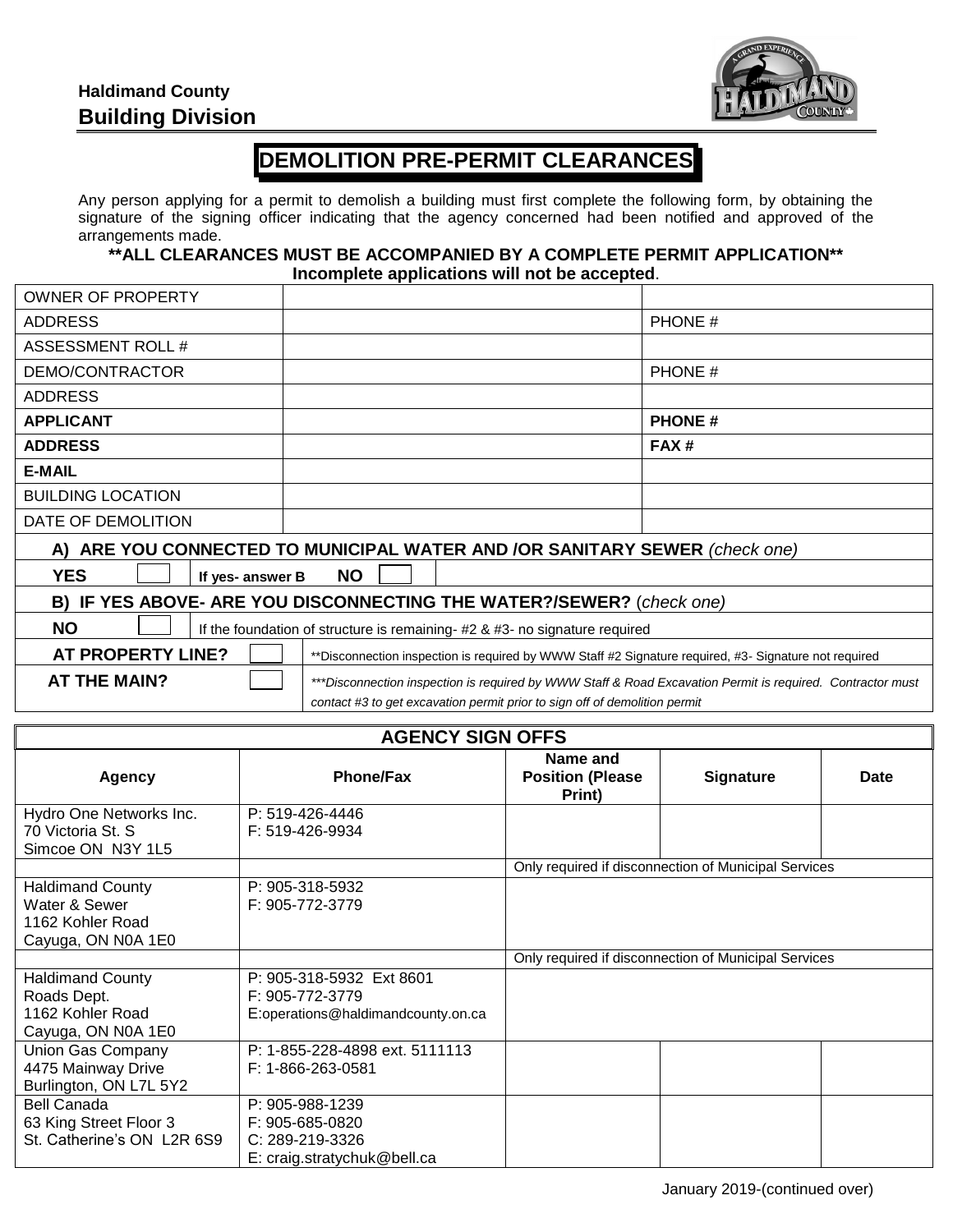Haldimand County
**Building Division**

# DEMOLITION PRE-PERMIT CLEARANCES

Any person applying for a permit to demolish a building must first complete the following form, by obtaining the signature of the signing officer indicating that the agency concerned had been notified and approved of the arrangements made.

**\*\*ALL CLEARANCES MUST BE ACCOMPANIED BY A COMPLETE PERMIT APPLICATION\*\***
**Incomplete applications will not be accepted**.

| | | |
|---|---|---|
| OWNER OF PROPERTY | | |
| ADDRESS | | PHONE # |
| ASSESSMENT ROLL # | | |
| DEMO/CONTRACTOR | | PHONE # |
| ADDRESS | | |
| **APPLICANT** | | **PHONE #** |
| **ADDRESS** | | **FAX #** |
| **E-MAIL** | | |
| BUILDING LOCATION | | |
| DATE OF DEMOLITION | | |

**A) ARE YOU CONNECTED TO MUNICIPAL WATER AND /OR SANITARY SEWER** *(check one)*

**YES** ☐ **If yes- answer B** **NO** ☐

**B) IF YES ABOVE- ARE YOU DISCONNECTING THE WATER?/SEWER?** (*check one)*

| | | |
|---|---|---|
| **NO** | ☐ | If the foundation of structure is remaining- #2 & #3- no signature required |
| **AT PROPERTY LINE?** | ☐ | \*\*Disconnection inspection is required by WWW Staff #2 Signature required, #3- Signature not required |
| **AT THE MAIN?** | ☐ | *\*\*\*Disconnection inspection is required by WWW Staff & Road Excavation Permit is required. Contractor must contact #3 to get excavation permit prior to sign off of demolition permit* |

## AGENCY SIGN OFFS

| Agency | Phone/Fax | Name and Position (Please Print) | Signature | Date |
|---|---|---|---|---|
| Hydro One Networks Inc.<br>70 Victoria St. S<br>Simcoe ON N3Y 1L5 | P: 519-426-4446<br>F: 519-426-9934 | | | |
| | | Only required if disconnection of Municipal Services | | |
| Haldimand County<br>Water & Sewer<br>1162 Kohler Road<br>Cayuga, ON N0A 1E0 | P: 905-318-5932<br>F: 905-772-3779 | | | |
| | | Only required if disconnection of Municipal Services | | |
| Haldimand County<br>Roads Dept.<br>1162 Kohler Road<br>Cayuga, ON N0A 1E0 | P: 905-318-5932 Ext 8601<br>F: 905-772-3779<br>E:operations@haldimandcounty.on.ca | | | |
| Union Gas Company<br>4475 Mainway Drive<br>Burlington, ON L7L 5Y2 | P: 1-855-228-4898 ext. 5111113<br>F: 1-866-263-0581 | | | |
| Bell Canada<br>63 King Street Floor 3<br>St. Catherine's ON L2R 6S9 | P: 905-988-1239<br>F: 905-685-0820<br>C: 289-219-3326<br>E: craig.stratychuk@bell.ca | | | |

January 2019-(continued over)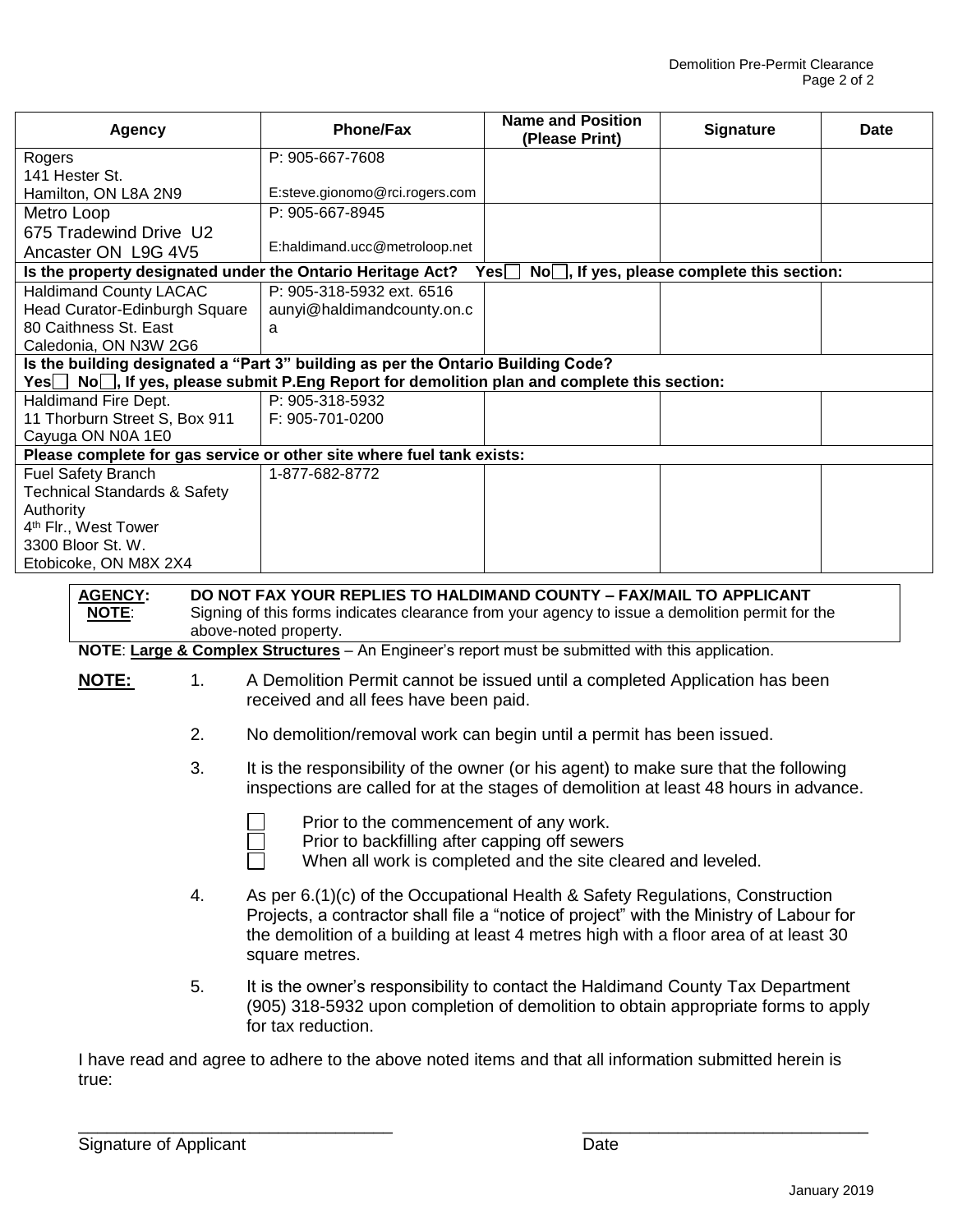| Agency | Phone/Fax | Name and Position (Please Print) | Signature | Date |
|---|---|---|---|---|
| Rogers<br>141 Hester St.<br>Hamilton, ON L8A 2N9 | P: 905-667-7608<br>E:steve.gionomo@rci.rogers.com | | | |
| Metro Loop<br>675 Tradewind Drive U2<br>Ancaster ON L9G 4V5 | P: 905-667-8945<br>E:haldimand.ucc@metroloop.net | | | |
| **Is the property designated under the Ontario Heritage Act? Yes☐ No☐, If yes, please complete this section:** | | | | |
| Haldimand County LACAC<br>Head Curator-Edinburgh Square<br>80 Caithness St. East<br>Caledonia, ON N3W 2G6 | P: 905-318-5932 ext. 6516<br>aunyi@haldimandcounty.on.ca | | | |
| **Is the building designated a "Part 3" building as per the Ontario Building Code? Yes☐ No☐, If yes, please submit P.Eng Report for demolition plan and complete this section:** | | | | |
| Haldimand Fire Dept.<br>11 Thorburn Street S, Box 911<br>Cayuga ON N0A 1E0 | P: 905-318-5932<br>F: 905-701-0200 | | | |
| **Please complete for gas service or other site where fuel tank exists:** | | | | |
| Fuel Safety Branch<br>Technical Standards & Safety Authority<br>4th Flr., West Tower<br>3300 Bloor St. W.<br>Etobicoke, ON M8X 2X4 | 1-877-682-8772 | | | |

**AGENCY: NOTE**: **DO NOT FAX YOUR REPLIES TO HALDIMAND COUNTY – FAX/MAIL TO APPLICANT**
Signing of this forms indicates clearance from your agency to issue a demolition permit for the above-noted property.

**NOTE**: **Large & Complex Structures** – An Engineer's report must be submitted with this application.

**NOTE:**

1. A Demolition Permit cannot be issued until a completed Application has been received and all fees have been paid.
2. No demolition/removal work can begin until a permit has been issued.
3. It is the responsibility of the owner (or his agent) to make sure that the following inspections are called for at the stages of demolition at least 48 hours in advance.
   - ☐ Prior to the commencement of any work.
   - ☐ Prior to backfilling after capping off sewers
   - ☐ When all work is completed and the site cleared and leveled.
4. As per 6.(1)(c) of the Occupational Health & Safety Regulations, Construction Projects, a contractor shall file a "notice of project" with the Ministry of Labour for the demolition of a building at least 4 metres high with a floor area of at least 30 square metres.
5. It is the owner's responsibility to contact the Haldimand County Tax Department (905) 318-5932 upon completion of demolition to obtain appropriate forms to apply for tax reduction.

I have read and agree to adhere to the above noted items and that all information submitted herein is true:

\_\_\_\_\_\_\_\_\_\_\_\_\_\_\_\_\_\_\_\_\_\_\_\_\_\_\_\_\_\_ \_\_\_\_\_\_\_\_\_\_\_\_\_\_\_\_\_\_\_\_\_\_\_\_\_\_\_\_
Signature of Applicant Date

January 2019